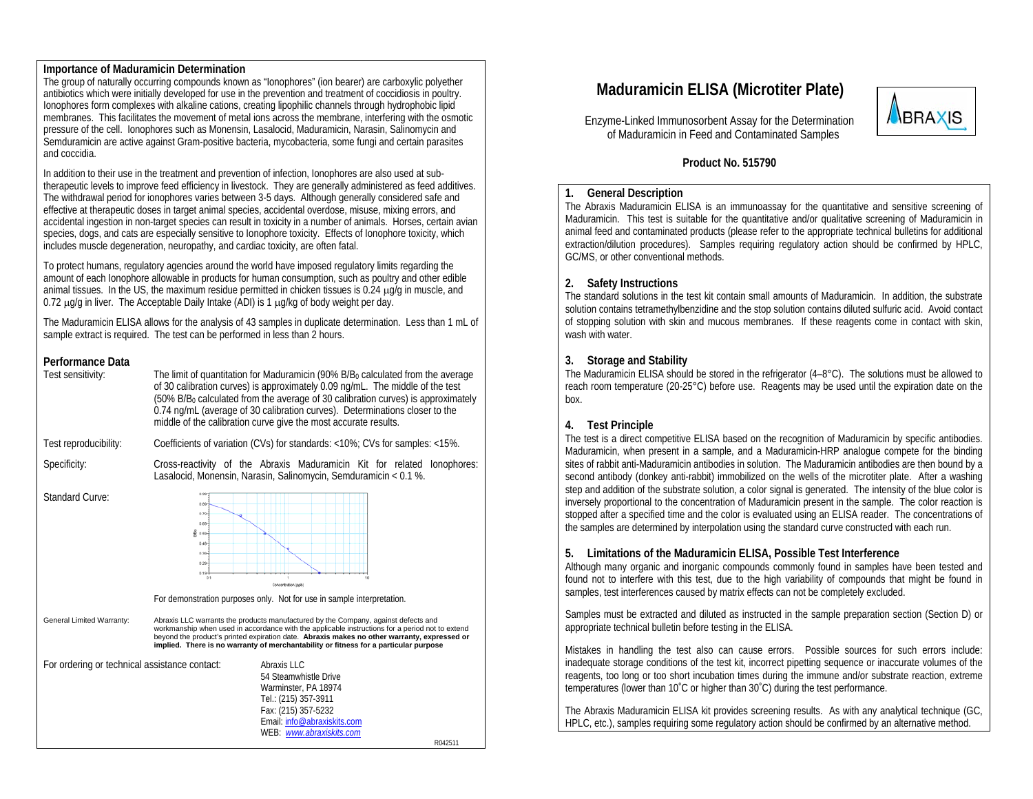## Importance of Maduramicin Determination

The group of naturally occurring compounds known as "Ionophores" (ion bearer) are carboxylic polyether antibiotics which were initially developed for use in the prevention and treatment of coccidiosis in poultry. Ionophores form complexes with alkaline cations, creating lipophilic channels through hydrophobic lipid membranes. This facilitates the movement of metal ions across the membrane, interfering with the osmotic pressure of the cell. Ionophores such as Monensin, Lasalocid, Maduramicin, Narasin, Salinomycin and Semduramicin are active against Gram-positive bacteria, mycobacteria, some fungi and certain parasites and coccidia.

In addition to their use in the treatment and prevention of infection, Ionophores are also used at sub-therapeutic levels to improve feed efficiency in livestock. They are generally administered as feed additives. The withdrawal period for ionophores varies between 3-5 days. Although generally considered safe and effective at therapeutic doses in target animal species, accidental overdose, misuse, mixing errors, and accidental ingestion in non-target species can result in toxicity in a number of animals. Horses, certain avian species, dogs, and cats are especially sensitive to Ionophore toxicity. Effects of Ionophore toxicity, which includes muscle degeneration, neuropathy, and cardiac toxicity, are often fatal.

To protect humans, regulatory agencies around the world have imposed regulatory limits regarding the amount of each Ionophore allowable in products for human consumption, such as poultry and other edible animal tissues. In the US, the maximum residue permitted in chicken tissues is 0.24 μg/g in muscle, and 0.72 μg/g in liver. The Acceptable Daily Intake (ADI) is 1 μg/kg of body weight per day.

The Maduramicin ELISA allows for the analysis of 43 samples in duplicate determination. Less than 1 mL of sample extract is required. The test can be performed in less than 2 hours.

## Performance Data

**Test sensitivity:** The limit of quantitation for Maduramicin (90% $B/B_0$ calculated from the average of 30 calibration curves) is approximately 0.09 ng/mL. The middle of the test (50% $B/B_0$ calculated from the average of 30 calibration curves) is approximately 0.74 ng/mL (average of 30 calibration curves). Determinations closer to the middle of the calibration curve give the most accurate results.

**Test reproducibility:** Coefficients of variation (CVs) for standards: <10%; CVs for samples: <15%.

**Specificity:** Cross-reactivity of the Abraxis Maduramicin Kit for related Ionophores: Lasalocid, Monensin, Narasin, Salinomycin, Semduramicin < 0.1 %.

**Standard Curve:**

B/B0
0.1
1
10
Concentration (ppb)

For demonstration purposes only. Not for use in sample interpretation.

**General Limited Warranty:** Abraxis LLC warrants the products manufactured by the Company, against defects and workmanship when used in accordance with the applicable instructions for a period not to extend beyond the product's printed expiration date. **Abraxis makes no other warranty, expressed or implied. There is no warranty of merchantability or fitness for a particular purpose**

For ordering or technical assistance contact:

Abraxis LLC
54 Steamwhistle Drive
Warminster, PA 18974
Tel.: (215) 357-3911
Fax: (215) 357-5232
Email: info@abraxiskits.com
WEB: www.abraxiskits.com

R042511

# Maduramicin ELISA (Microtiter Plate)

Enzyme-Linked Immunosorbent Assay for the Determination of Maduramicin in Feed and Contaminated Samples

ABRAXIS

**Product No. 515790**

## 1. General Description

The Abraxis Maduramicin ELISA is an immunoassay for the quantitative and sensitive screening of Maduramicin. This test is suitable for the quantitative and/or qualitative screening of Maduramicin in animal feed and contaminated products (please refer to the appropriate technical bulletins for additional extraction/dilution procedures). Samples requiring regulatory action should be confirmed by HPLC, GC/MS, or other conventional methods.

## 2. Safety Instructions

The standard solutions in the test kit contain small amounts of Maduramicin. In addition, the substrate solution contains tetramethylbenzidine and the stop solution contains diluted sulfuric acid. Avoid contact of stopping solution with skin and mucous membranes. If these reagents come in contact with skin, wash with water.

## 3. Storage and Stability

The Maduramicin ELISA should be stored in the refrigerator (4–8°C). The solutions must be allowed to reach room temperature (20-25°C) before use. Reagents may be used until the expiration date on the box.

## 4. Test Principle

The test is a direct competitive ELISA based on the recognition of Maduramicin by specific antibodies. Maduramicin, when present in a sample, and a Maduramicin-HRP analogue compete for the binding sites of rabbit anti-Maduramicin antibodies in solution. The Maduramicin antibodies are then bound by a second antibody (donkey anti-rabbit) immobilized on the wells of the microtiter plate. After a washing step and addition of the substrate solution, a color signal is generated. The intensity of the blue color is inversely proportional to the concentration of Maduramicin present in the sample. The color reaction is stopped after a specified time and the color is evaluated using an ELISA reader. The concentrations of the samples are determined by interpolation using the standard curve constructed with each run.

## 5. Limitations of the Maduramicin ELISA, Possible Test Interference

Although many organic and inorganic compounds commonly found in samples have been tested and found not to interfere with this test, due to the high variability of compounds that might be found in samples, test interferences caused by matrix effects can not be completely excluded.

Samples must be extracted and diluted as instructed in the sample preparation section (Section D) or appropriate technical bulletin before testing in the ELISA.

Mistakes in handling the test also can cause errors. Possible sources for such errors include: inadequate storage conditions of the test kit, incorrect pipetting sequence or inaccurate volumes of the reagents, too long or too short incubation times during the immune and/or substrate reaction, extreme temperatures (lower than 10˚C or higher than 30˚C) during the test performance.

The Abraxis Maduramicin ELISA kit provides screening results. As with any analytical technique (GC, HPLC, etc.), samples requiring some regulatory action should be confirmed by an alternative method.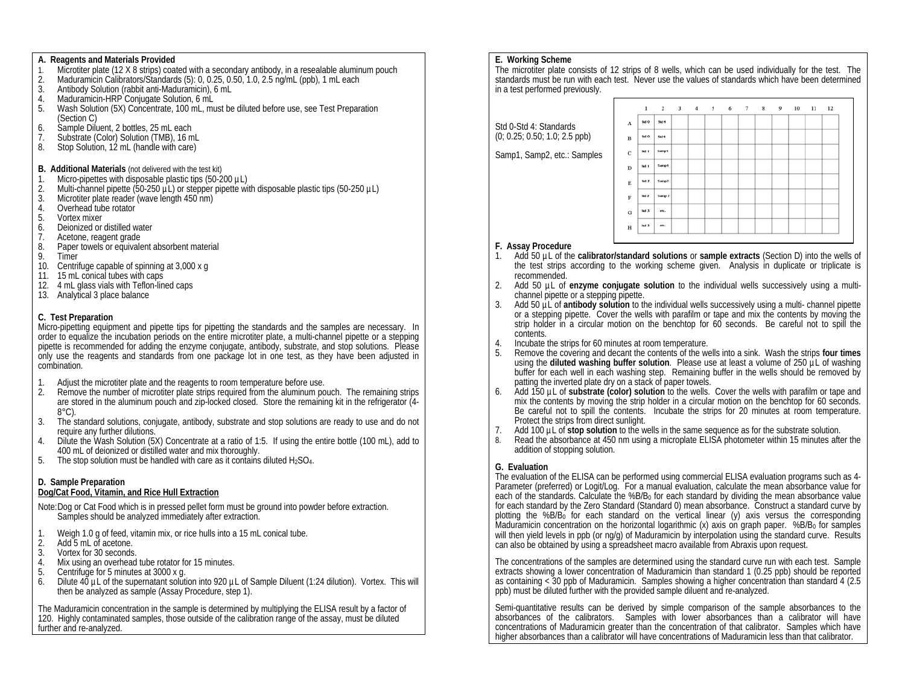**A. Reagents and Materials Provided**

1. Microtiter plate (12 X 8 strips) coated with a secondary antibody, in a resealable aluminum pouch
2. Maduramicin Calibrators/Standards (5): 0, 0.25, 0.50, 1.0, 2.5 ng/mL (ppb), 1 mL each
3. Antibody Solution (rabbit anti-Maduramicin), 6 mL
4. Maduramicin-HRP Conjugate Solution, 6 mL
5. Wash Solution (5X) Concentrate, 100 mL, must be diluted before use, see Test Preparation (Section C)
6. Sample Diluent, 2 bottles, 25 mL each
7. Substrate (Color) Solution (TMB), 16 mL
8. Stop Solution, 12 mL (handle with care)

**B. Additional Materials** (not delivered with the test kit)

1. Micro-pipettes with disposable plastic tips (50-200 µL)
2. Multi-channel pipette (50-250 µL) or stepper pipette with disposable plastic tips (50-250 µL)
3. Microtiter plate reader (wave length 450 nm)
4. Overhead tube rotator
5. Vortex mixer
6. Deionized or distilled water
7. Acetone, reagent grade
8. Paper towels or equivalent absorbent material
9. Timer
10. Centrifuge capable of spinning at 3,000 x g
11. 15 mL conical tubes with caps
12. 4 mL glass vials with Teflon-lined caps
13. Analytical 3 place balance

**C. Test Preparation**

Micro-pipetting equipment and pipette tips for pipetting the standards and the samples are necessary. In order to equalize the incubation periods on the entire microtiter plate, a multi-channel pipette or a stepping pipette is recommended for adding the enzyme conjugate, antibody, substrate, and stop solutions. Please only use the reagents and standards from one package lot in one test, as they have been adjusted in combination.

1. Adjust the microtiter plate and the reagents to room temperature before use.
2. Remove the number of microtiter plate strips required from the aluminum pouch. The remaining strips are stored in the aluminum pouch and zip-locked closed. Store the remaining kit in the refrigerator (4-8°C).
3. The standard solutions, conjugate, antibody, substrate and stop solutions are ready to use and do not require any further dilutions.
4. Dilute the Wash Solution (5X) Concentrate at a ratio of 1:5. If using the entire bottle (100 mL), add to 400 mL of deionized or distilled water and mix thoroughly.
5. The stop solution must be handled with care as it contains diluted $H_2SO_4$.

**D. Sample Preparation**

**Dog/Cat Food, Vitamin, and Rice Hull Extraction**

Note: Dog or Cat Food which is in pressed pellet form must be ground into powder before extraction. Samples should be analyzed immediately after extraction.

1. Weigh 1.0 g of feed, vitamin mix, or rice hulls into a 15 mL conical tube.
2. Add 5 mL of acetone.
3. Vortex for 30 seconds.
4. Mix using an overhead tube rotator for 15 minutes.
5. Centrifuge for 5 minutes at 3000 x g.
6. Dilute 40 µL of the supernatant solution into 920 µL of Sample Diluent (1:24 dilution). Vortex. This will then be analyzed as sample (Assay Procedure, step 1).

The Maduramicin concentration in the sample is determined by multiplying the ELISA result by a factor of 120. Highly contaminated samples, those outside of the calibration range of the assay, must be diluted further and re-analyzed.

**E. Working Scheme**

The microtiter plate consists of 12 strips of 8 wells, which can be used individually for the test. The standards must be run with each test. Never use the values of standards which have been determined in a test performed previously.

Std 0-Std 4: Standards (0; 0.25; 0.50; 1.0; 2.5 ppb)

Samp1, Samp2, etc.: Samples

| | 1 | 2 | 3 | 4 | 5 | 6 | 7 | 8 | 9 | 10 | 11 | 12 |
|---|---|---|---|---|---|---|---|---|---|---|---|---|
| A | Std 0 | Std 4 | | | | | | | | | | |
| B | Std 0 | Std 4 | | | | | | | | | | |
| C | Std 1 | Samp1 | | | | | | | | | | |
| D | Std 1 | Samp1 | | | | | | | | | | |
| E | Std 2 | Samp2 | | | | | | | | | | |
| F | Std 2 | Samp 2 | | | | | | | | | | |
| G | Std 3 | etc. | | | | | | | | | | |
| H | Std 3 | etc. | | | | | | | | | | |

**F. Assay Procedure**

1. Add 50 µL of the **calibrator/standard solutions** or **sample extracts** (Section D) into the wells of the test strips according to the working scheme given. Analysis in duplicate or triplicate is recommended.
2. Add 50 µL of **enzyme conjugate solution** to the individual wells successively using a multi-channel pipette or a stepping pipette.
3. Add 50 µL of **antibody solution** to the individual wells successively using a multi- channel pipette or a stepping pipette. Cover the wells with parafilm or tape and mix the contents by moving the strip holder in a circular motion on the benchtop for 60 seconds. Be careful not to spill the contents.
4. Incubate the strips for 60 minutes at room temperature.
5. Remove the covering and decant the contents of the wells into a sink. Wash the strips **four times** using the **diluted washing buffer solution**. Please use at least a volume of 250 µL of washing buffer for each well in each washing step. Remaining buffer in the wells should be removed by patting the inverted plate dry on a stack of paper towels.
6. Add 150 µL of **substrate (color) solution** to the wells. Cover the wells with parafilm or tape and mix the contents by moving the strip holder in a circular motion on the benchtop for 60 seconds. Be careful not to spill the contents. Incubate the strips for 20 minutes at room temperature. Protect the strips from direct sunlight.
7. Add 100 µL of **stop solution** to the wells in the same sequence as for the substrate solution.
8. Read the absorbance at 450 nm using a microplate ELISA photometer within 15 minutes after the addition of stopping solution.

**G. Evaluation**

The evaluation of the ELISA can be performed using commercial ELISA evaluation programs such as 4-Parameter (preferred) or Logit/Log. For a manual evaluation, calculate the mean absorbance value for each of the standards. Calculate the $\%B/B_0$ for each standard by dividing the mean absorbance value for each standard by the Zero Standard (Standard 0) mean absorbance. Construct a standard curve by plotting the $\%B/B_0$ for each standard on the vertical linear (y) axis versus the corresponding Maduramicin concentration on the horizontal logarithmic (x) axis on graph paper. $\%B/B_0$ for samples will then yield levels in ppb (or ng/g) of Maduramicin by interpolation using the standard curve. Results can also be obtained by using a spreadsheet macro available from Abraxis upon request.

The concentrations of the samples are determined using the standard curve run with each test. Sample extracts showing a lower concentration of Maduramicin than standard 1 (0.25 ppb) should be reported as containing < 30 ppb of Maduramicin. Samples showing a higher concentration than standard 4 (2.5 ppb) must be diluted further with the provided sample diluent and re-analyzed.

Semi-quantitative results can be derived by simple comparison of the sample absorbances to the absorbances of the calibrators. Samples with lower absorbances than a calibrator will have concentrations of Maduramicin greater than the concentration of that calibrator. Samples which have higher absorbances than a calibrator will have concentrations of Maduramicin less than that calibrator.